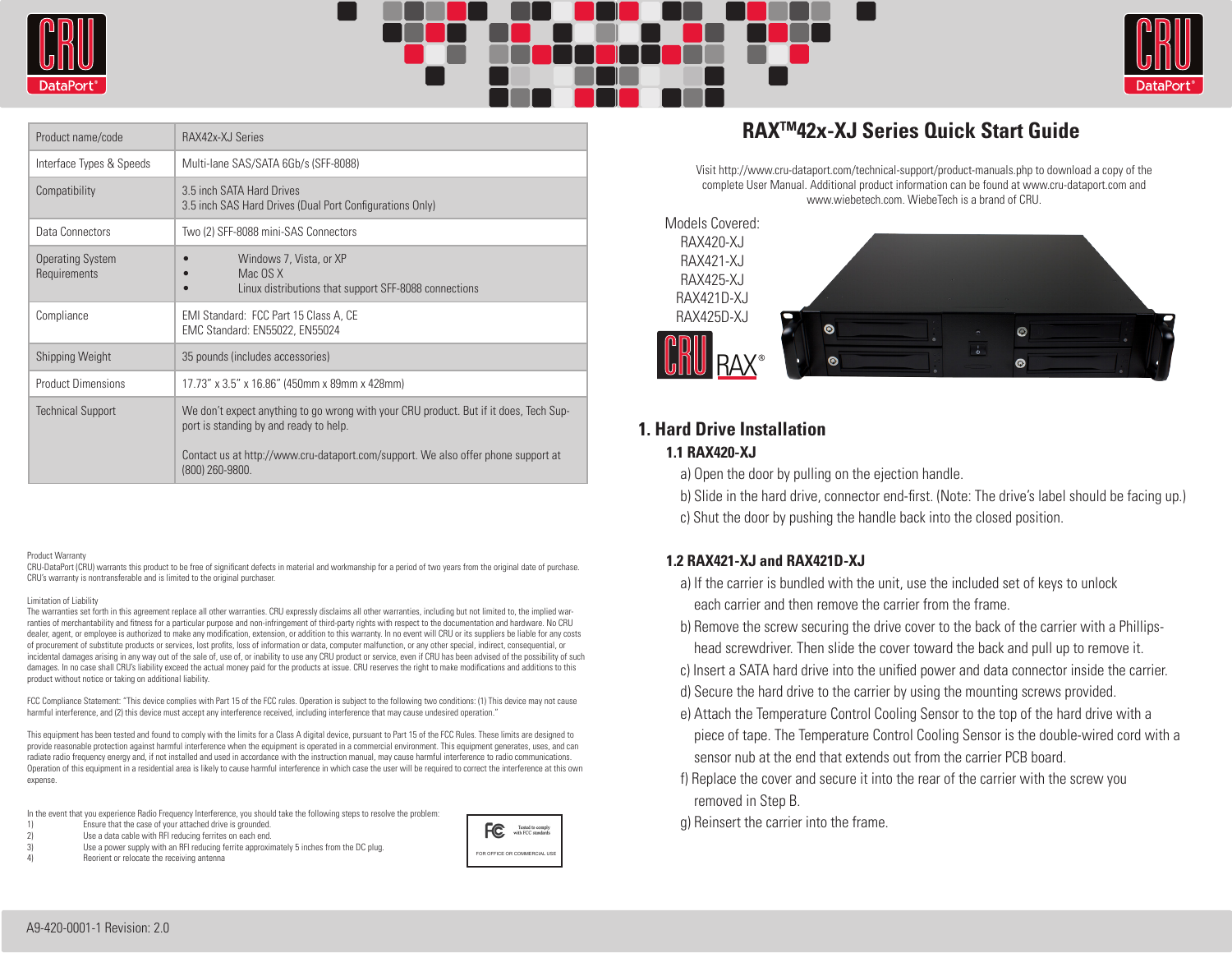# RAX™42x-XJ Series Quick Start Guide

Visit http://www.cru-dataport.com/technical-support/product-manuals.php to download a copy of the complete User Manual. Additional product information can be found at www.cru-dataport.com and www.wiebetech.com. WiebeTech is a brand of CRU.

Models Covered:
RAX420-XJ
RAX421-XJ
RAX425-XJ
RAX421D-XJ
RAX425D-XJ

| Product name/code | RAX42x-XJ Series |
|---|---|
| Interface Types & Speeds | Multi-lane SAS/SATA 6Gb/s (SFF-8088) |
| Compatibility | 3.5 inch SATA Hard Drives<br>3.5 inch SAS Hard Drives (Dual Port Configurations Only) |
| Data Connectors | Two (2) SFF-8088 mini-SAS Connectors |
| Operating System Requirements | • Windows 7, Vista, or XP<br>• Mac OS X<br>• Linux distributions that support SFF-8088 connections |
| Compliance | EMI Standard: FCC Part 15 Class A, CE<br>EMC Standard: EN55022, EN55024 |
| Shipping Weight | 35 pounds (includes accessories) |
| Product Dimensions | 17.73" x 3.5" x 16.86" (450mm x 89mm x 428mm) |
| Technical Support | We don't expect anything to go wrong with your CRU product. But if it does, Tech Support is standing by and ready to help.<br><br>Contact us at http://www.cru-dataport.com/support. We also offer phone support at (800) 260-9800. |

## 1. Hard Drive Installation

### 1.1 RAX420-XJ

a) Open the door by pulling on the ejection handle.

b) Slide in the hard drive, connector end-first. (Note: The drive's label should be facing up.)

c) Shut the door by pushing the handle back into the closed position.

### 1.2 RAX421-XJ and RAX421D-XJ

a) If the carrier is bundled with the unit, use the included set of keys to unlock each carrier and then remove the carrier from the frame.

b) Remove the screw securing the drive cover to the back of the carrier with a Phillips-head screwdriver. Then slide the cover toward the back and pull up to remove it.

c) Insert a SATA hard drive into the unified power and data connector inside the carrier.

d) Secure the hard drive to the carrier by using the mounting screws provided.

e) Attach the Temperature Control Cooling Sensor to the top of the hard drive with a piece of tape. The Temperature Control Cooling Sensor is the double-wired cord with a sensor nub at the end that extends out from the carrier PCB board.

f) Replace the cover and secure it into the rear of the carrier with the screw you removed in Step B.

g) Reinsert the carrier into the frame.

Product Warranty
CRU-DataPort (CRU) warrants this product to be free of significant defects in material and workmanship for a period of two years from the original date of purchase. CRU's warranty is nontransferable and is limited to the original purchaser.

Limitation of Liability
The warranties set forth in this agreement replace all other warranties. CRU expressly disclaims all other warranties, including but not limited to, the implied warranties of merchantability and fitness for a particular purpose and non-infringement of third-party rights with respect to the documentation and hardware. No CRU dealer, agent, or employee is authorized to make any modification, extension, or addition to this warranty. In no event will CRU or its suppliers be liable for any costs of procurement of substitute products or services, lost profits, loss of information or data, computer malfunction, or any other special, indirect, consequential, or incidental damages arising in any way out of the sale of, use of, or inability to use any CRU product or service, even if CRU has been advised of the possibility of such damages. In no case shall CRU's liability exceed the actual money paid for the products at issue. CRU reserves the right to make modifications and additions to this product without notice or taking on additional liability.

FCC Compliance Statement: "This device complies with Part 15 of the FCC rules. Operation is subject to the following two conditions: (1) This device may not cause harmful interference, and (2) this device must accept any interference received, including interference that may cause undesired operation."

This equipment has been tested and found to comply with the limits for a Class A digital device, pursuant to Part 15 of the FCC Rules. These limits are designed to provide reasonable protection against harmful interference when the equipment is operated in a commercial environment. This equipment generates, uses, and can radiate radio frequency energy and, if not installed and used in accordance with the instruction manual, may cause harmful interference to radio communications. Operation of this equipment in a residential area is likely to cause harmful interference in which case the user will be required to correct the interference at his own expense.

In the event that you experience Radio Frequency Interference, you should take the following steps to resolve the problem:

1) Ensure that the case of your attached drive is grounded.
2) Use a data cable with RFI reducing ferrites on each end.
3) Use a power supply with an RFI reducing ferrite approximately 5 inches from the DC plug.
4) Reorient or relocate the receiving antenna

FC Tested to comply with FCC standards
FOR OFFICE OR COMMERCIAL USE

A9-420-0001-1 Revision: 2.0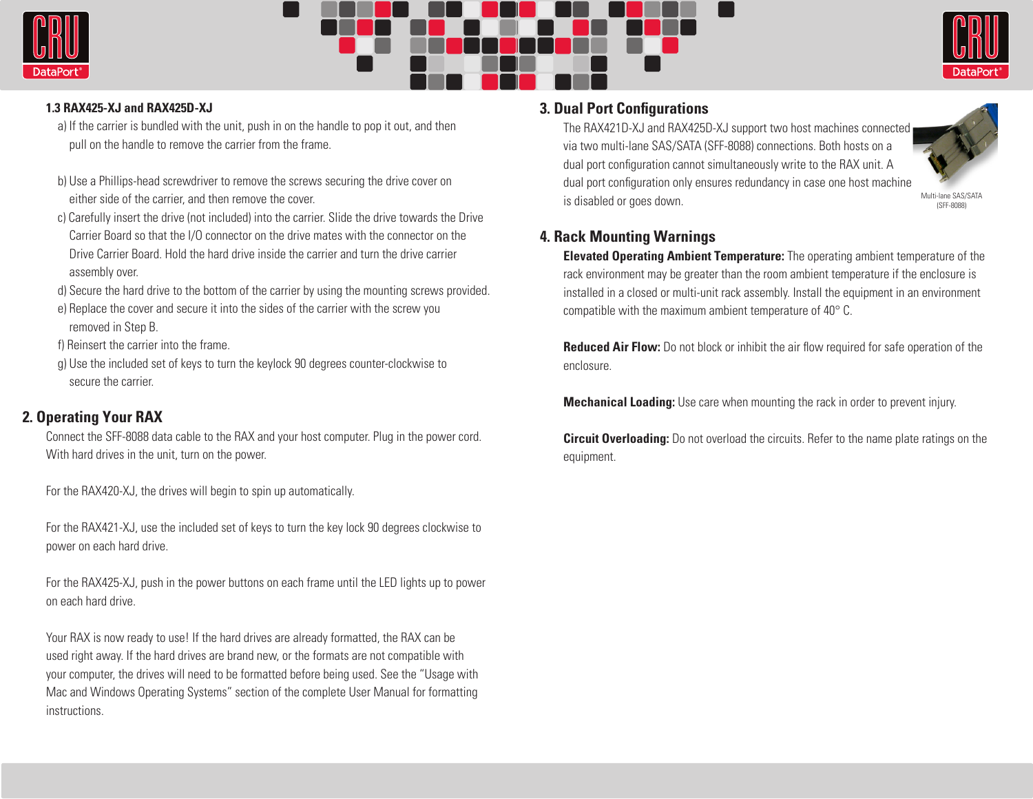### 1.3 RAX425-XJ and RAX425D-XJ

a) If the carrier is bundled with the unit, push in on the handle to pop it out, and then pull on the handle to remove the carrier from the frame.

b) Use a Phillips-head screwdriver to remove the screws securing the drive cover on either side of the carrier, and then remove the cover.

c) Carefully insert the drive (not included) into the carrier. Slide the drive towards the Drive Carrier Board so that the I/O connector on the drive mates with the connector on the Drive Carrier Board. Hold the hard drive inside the carrier and turn the drive carrier assembly over.

d) Secure the hard drive to the bottom of the carrier by using the mounting screws provided.

e) Replace the cover and secure it into the sides of the carrier with the screw you removed in Step B.

f) Reinsert the carrier into the frame.

g) Use the included set of keys to turn the keylock 90 degrees counter-clockwise to secure the carrier.

## 2. Operating Your RAX

Connect the SFF-8088 data cable to the RAX and your host computer. Plug in the power cord. With hard drives in the unit, turn on the power.

For the RAX420-XJ, the drives will begin to spin up automatically.

For the RAX421-XJ, use the included set of keys to turn the key lock 90 degrees clockwise to power on each hard drive.

For the RAX425-XJ, push in the power buttons on each frame until the LED lights up to power on each hard drive.

Your RAX is now ready to use! If the hard drives are already formatted, the RAX can be used right away. If the hard drives are brand new, or the formats are not compatible with your computer, the drives will need to be formatted before being used. See the “Usage with Mac and Windows Operating Systems” section of the complete User Manual for formatting instructions.

## 3. Dual Port Configurations

The RAX421D-XJ and RAX425D-XJ support two host machines connected via two multi-lane SAS/SATA (SFF-8088) connections. Both hosts on a dual port configuration cannot simultaneously write to the RAX unit. A dual port configuration only ensures redundancy in case one host machine is disabled or goes down.

Multi-lane SAS/SATA (SFF-8088)

## 4. Rack Mounting Warnings

**Elevated Operating Ambient Temperature:** The operating ambient temperature of the rack environment may be greater than the room ambient temperature if the enclosure is installed in a closed or multi-unit rack assembly. Install the equipment in an environment compatible with the maximum ambient temperature of 40° C.

**Reduced Air Flow:** Do not block or inhibit the air flow required for safe operation of the enclosure.

**Mechanical Loading:** Use care when mounting the rack in order to prevent injury.

**Circuit Overloading:** Do not overload the circuits. Refer to the name plate ratings on the equipment.